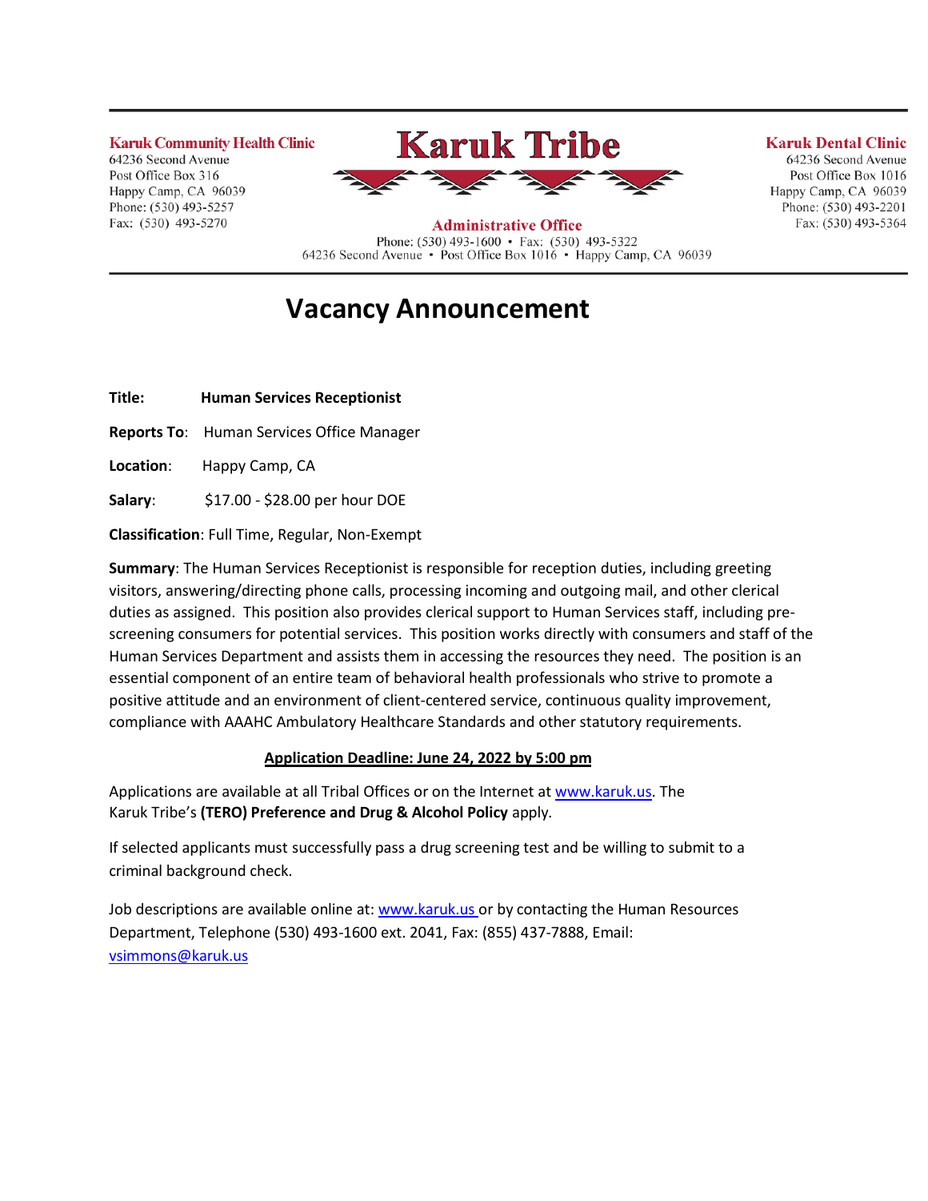**Karuk Community Health Clinic**
64236 Second Avenue
Post Office Box 316
Happy Camp, CA 96039
Phone: (530) 493-5257
Fax: (530) 493-5270

# Karuk Tribe

**Administrative Office**
Phone: (530) 493-1600 • Fax: (530) 493-5322
64236 Second Avenue • Post Office Box 1016 • Happy Camp, CA 96039

**Karuk Dental Clinic**
64236 Second Avenue
Post Office Box 1016
Happy Camp, CA 96039
Phone: (530) 493-2201
Fax: (530) 493-5364

# Vacancy Announcement

**Title:** **Human Services Receptionist**

**Reports To**: Human Services Office Manager

**Location**: Happy Camp, CA

**Salary**: $17.00 - $28.00 per hour DOE

**Classification**: Full Time, Regular, Non-Exempt

**Summary**: The Human Services Receptionist is responsible for reception duties, including greeting visitors, answering/directing phone calls, processing incoming and outgoing mail, and other clerical duties as assigned. This position also provides clerical support to Human Services staff, including pre-screening consumers for potential services. This position works directly with consumers and staff of the Human Services Department and assists them in accessing the resources they need. The position is an essential component of an entire team of behavioral health professionals who strive to promote a positive attitude and an environment of client-centered service, continuous quality improvement, compliance with AAAHC Ambulatory Healthcare Standards and other statutory requirements.

**Application Deadline: June 24, 2022 by 5:00 pm**

Applications are available at all Tribal Offices or on the Internet at www.karuk.us. The Karuk Tribe's **(TERO) Preference and Drug & Alcohol Policy** apply.

If selected applicants must successfully pass a drug screening test and be willing to submit to a criminal background check.

Job descriptions are available online at: www.karuk.us or by contacting the Human Resources Department, Telephone (530) 493-1600 ext. 2041, Fax: (855) 437-7888, Email: vsimmons@karuk.us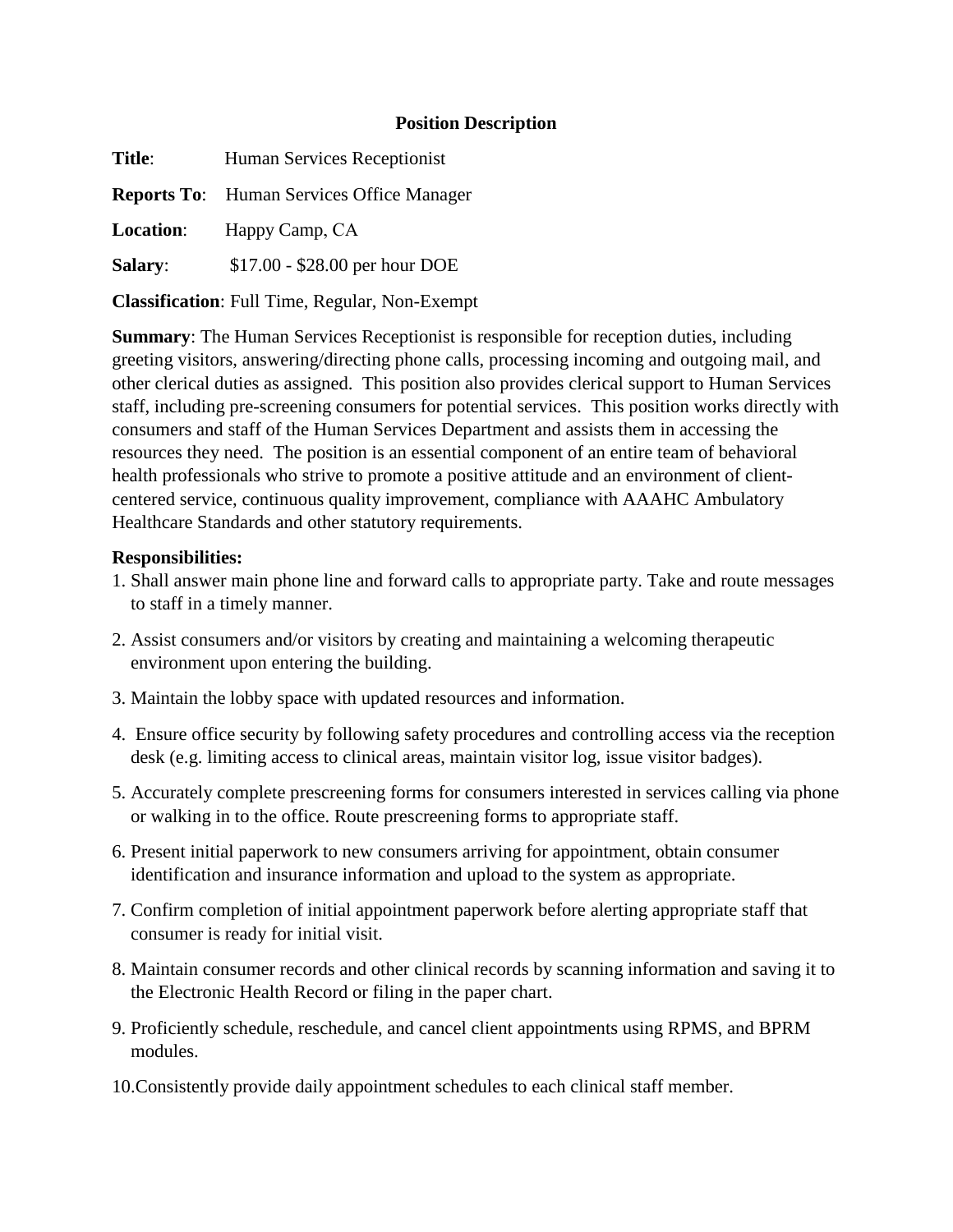**Position Description**

**Title**: Human Services Receptionist

**Reports To**: Human Services Office Manager

**Location**: Happy Camp, CA

**Salary**: $17.00 - $28.00 per hour DOE

**Classification**: Full Time, Regular, Non-Exempt

**Summary**: The Human Services Receptionist is responsible for reception duties, including greeting visitors, answering/directing phone calls, processing incoming and outgoing mail, and other clerical duties as assigned. This position also provides clerical support to Human Services staff, including pre-screening consumers for potential services. This position works directly with consumers and staff of the Human Services Department and assists them in accessing the resources they need. The position is an essential component of an entire team of behavioral health professionals who strive to promote a positive attitude and an environment of client-centered service, continuous quality improvement, compliance with AAAHC Ambulatory Healthcare Standards and other statutory requirements.

**Responsibilities:**

1. Shall answer main phone line and forward calls to appropriate party. Take and route messages to staff in a timely manner.
2. Assist consumers and/or visitors by creating and maintaining a welcoming therapeutic environment upon entering the building.
3. Maintain the lobby space with updated resources and information.
4. Ensure office security by following safety procedures and controlling access via the reception desk (e.g. limiting access to clinical areas, maintain visitor log, issue visitor badges).
5. Accurately complete prescreening forms for consumers interested in services calling via phone or walking in to the office. Route prescreening forms to appropriate staff.
6. Present initial paperwork to new consumers arriving for appointment, obtain consumer identification and insurance information and upload to the system as appropriate.
7. Confirm completion of initial appointment paperwork before alerting appropriate staff that consumer is ready for initial visit.
8. Maintain consumer records and other clinical records by scanning information and saving it to the Electronic Health Record or filing in the paper chart.
9. Proficiently schedule, reschedule, and cancel client appointments using RPMS, and BPRM modules.
10. Consistently provide daily appointment schedules to each clinical staff member.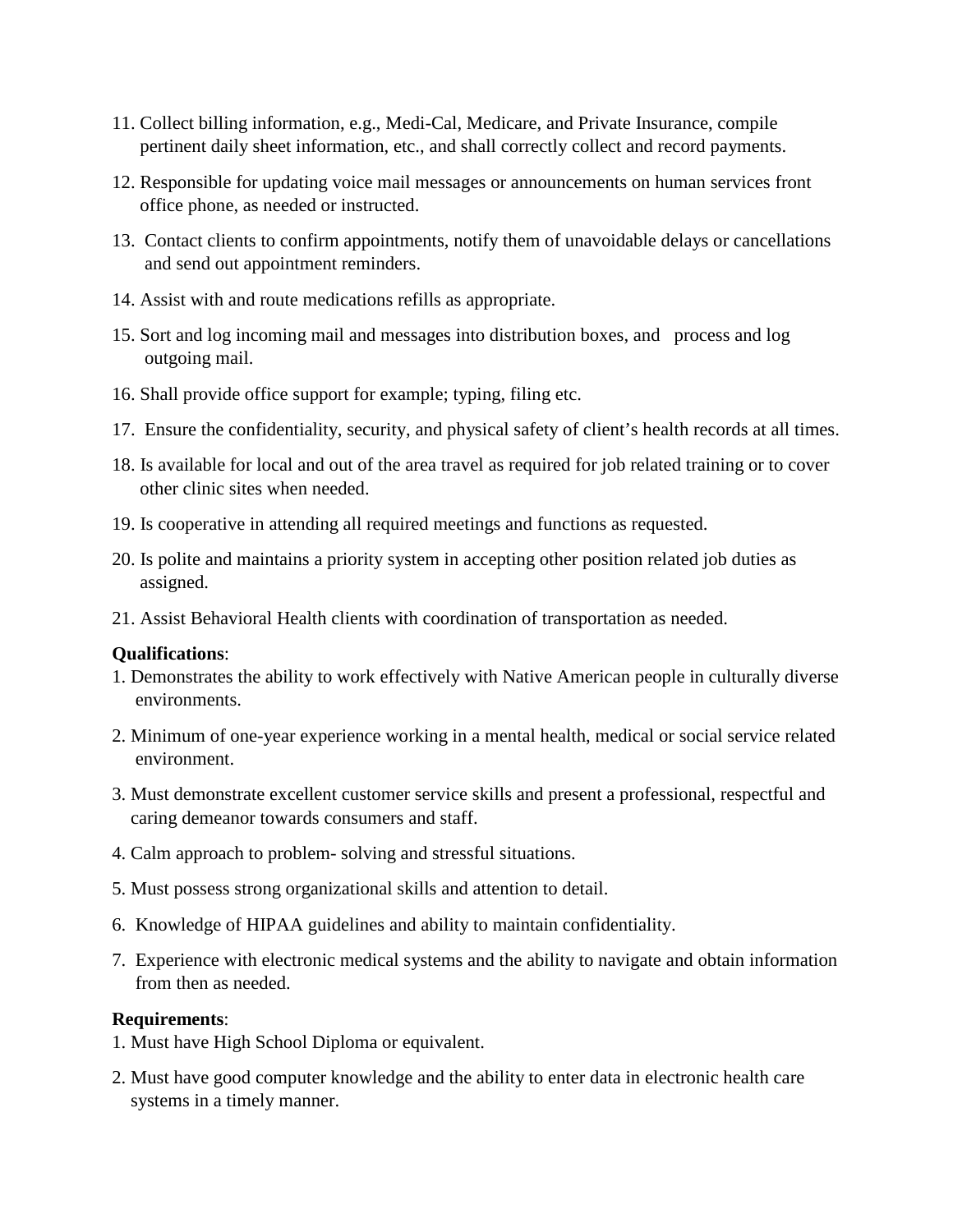11. Collect billing information, e.g., Medi-Cal, Medicare, and Private Insurance, compile pertinent daily sheet information, etc., and shall correctly collect and record payments.

12. Responsible for updating voice mail messages or announcements on human services front office phone, as needed or instructed.

13. Contact clients to confirm appointments, notify them of unavoidable delays or cancellations and send out appointment reminders.

14. Assist with and route medications refills as appropriate.

15. Sort and log incoming mail and messages into distribution boxes, and process and log outgoing mail.

16. Shall provide office support for example; typing, filing etc.

17. Ensure the confidentiality, security, and physical safety of client's health records at all times.

18. Is available for local and out of the area travel as required for job related training or to cover other clinic sites when needed.

19. Is cooperative in attending all required meetings and functions as requested.

20. Is polite and maintains a priority system in accepting other position related job duties as assigned.

21. Assist Behavioral Health clients with coordination of transportation as needed.

**Qualifications**:

1. Demonstrates the ability to work effectively with Native American people in culturally diverse environments.

2. Minimum of one-year experience working in a mental health, medical or social service related environment.

3. Must demonstrate excellent customer service skills and present a professional, respectful and caring demeanor towards consumers and staff.

4. Calm approach to problem- solving and stressful situations.

5. Must possess strong organizational skills and attention to detail.

6. Knowledge of HIPAA guidelines and ability to maintain confidentiality.

7. Experience with electronic medical systems and the ability to navigate and obtain information from then as needed.

**Requirements**:

1. Must have High School Diploma or equivalent.

2. Must have good computer knowledge and the ability to enter data in electronic health care systems in a timely manner.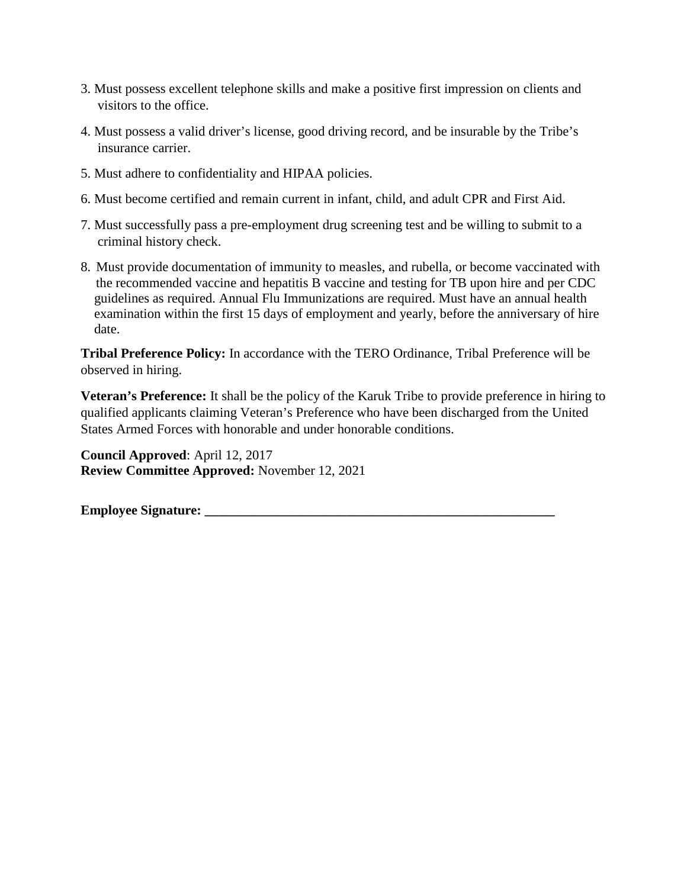3. Must possess excellent telephone skills and make a positive first impression on clients and visitors to the office.
4. Must possess a valid driver's license, good driving record, and be insurable by the Tribe's insurance carrier.
5. Must adhere to confidentiality and HIPAA policies.
6. Must become certified and remain current in infant, child, and adult CPR and First Aid.
7. Must successfully pass a pre-employment drug screening test and be willing to submit to a criminal history check.
8. Must provide documentation of immunity to measles, and rubella, or become vaccinated with the recommended vaccine and hepatitis B vaccine and testing for TB upon hire and per CDC guidelines as required. Annual Flu Immunizations are required. Must have an annual health examination within the first 15 days of employment and yearly, before the anniversary of hire date.

**Tribal Preference Policy:** In accordance with the TERO Ordinance, Tribal Preference will be observed in hiring.

**Veteran's Preference:** It shall be the policy of the Karuk Tribe to provide preference in hiring to qualified applicants claiming Veteran's Preference who have been discharged from the United States Armed Forces with honorable and under honorable conditions.

**Council Approved**: April 12, 2017
**Review Committee Approved:** November 12, 2021

**Employee Signature: ______________________________________________________**